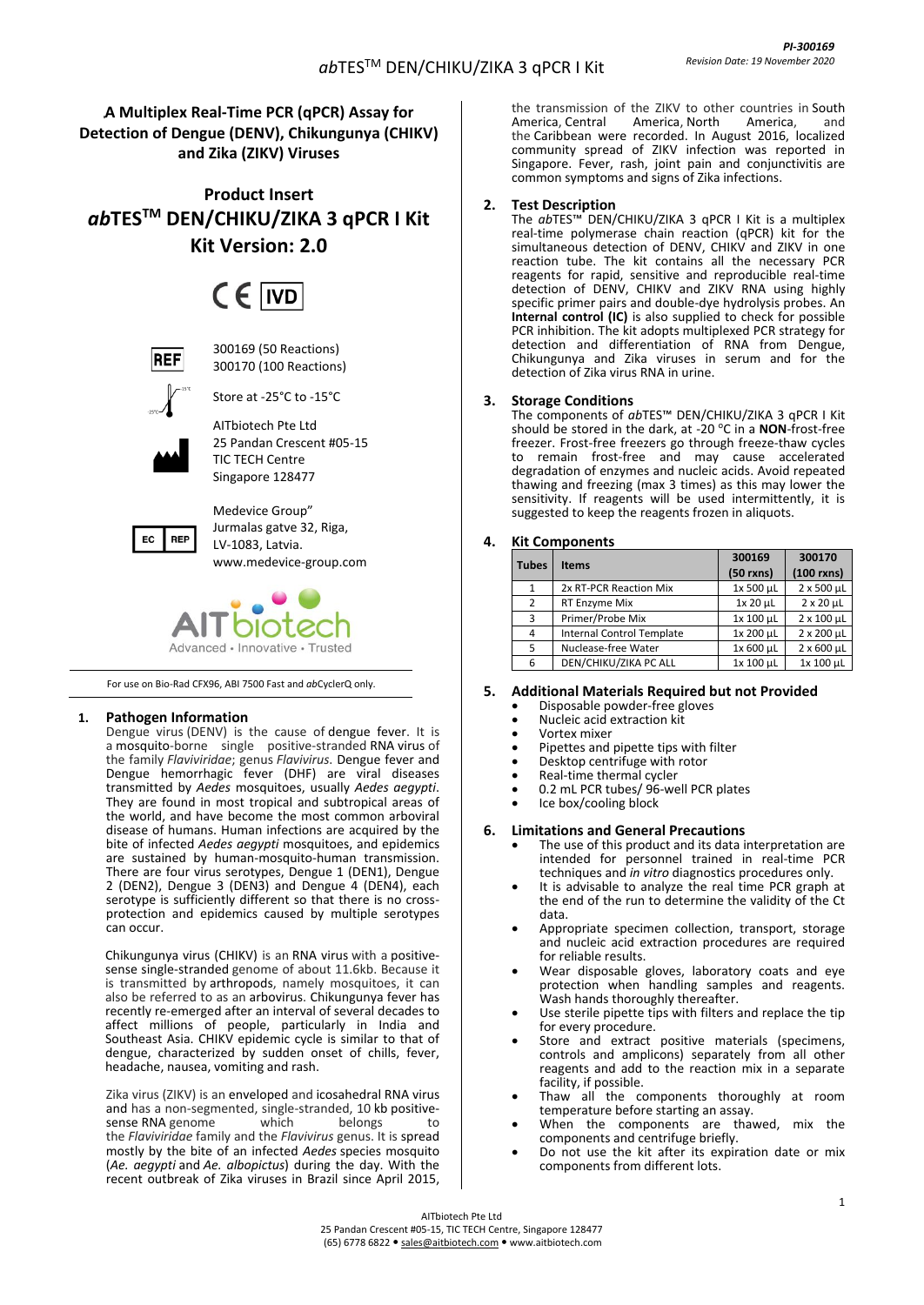# A Multiplex Real-Time PCR (qPCR) Assay for Detection of Dengue (DENV), Chikungunya (CHIKV) and Zika (ZIKV) Viruses

## Product Insert
## *ab*TES™ DEN/CHIKU/ZIKA 3 qPCR I Kit
## Kit Version: 2.0

CE IVD

REF 300169 (50 Reactions)
300170 (100 Reactions)

Store at -25°C to -15°C

AITbiotech Pte Ltd
25 Pandan Crescent #05-15
TIC TECH Centre
Singapore 128477

EC REP Medevice Group"
Jurmalas gatve 32, Riga,
LV-1083, Latvia.
www.medevice-group.com

AITbiotech
Advanced • Innovative • Trusted

For use on Bio-Rad CFX96, ABI 7500 Fast and *ab*CyclerQ only.

### 1. Pathogen Information

Dengue virus (DENV) is the cause of dengue fever. It is a mosquito-borne single positive-stranded RNA virus of the family *Flaviviridae*; genus *Flavivirus*. Dengue fever and Dengue hemorrhagic fever (DHF) are viral diseases transmitted by *Aedes* mosquitoes, usually *Aedes aegypti*. They are found in most tropical and subtropical areas of the world, and have become the most common arboviral disease of humans. Human infections are acquired by the bite of infected *Aedes aegypti* mosquitoes, and epidemics are sustained by human-mosquito-human transmission. There are four virus serotypes, Dengue 1 (DEN1), Dengue 2 (DEN2), Dengue 3 (DEN3) and Dengue 4 (DEN4), each serotype is sufficiently different so that there is no cross-protection and epidemics caused by multiple serotypes can occur.

Chikungunya virus (CHIKV) is an RNA virus with a positive-sense single-stranded genome of about 11.6kb. Because it is transmitted by arthropods, namely mosquitoes, it can also be referred to as an arbovirus. Chikungunya fever has recently re-emerged after an interval of several decades to affect millions of people, particularly in India and Southeast Asia. CHIKV epidemic cycle is similar to that of dengue, characterized by sudden onset of chills, fever, headache, nausea, vomiting and rash.

Zika virus (ZIKV) is an enveloped and icosahedral RNA virus and has a non-segmented, single-stranded, 10 kb positive-sense RNA genome which belongs to the *Flaviviridae* family and the *Flavivirus* genus. It is spread mostly by the bite of an infected *Aedes* species mosquito (*Ae. aegypti* and *Ae. albopictus*) during the day. With the recent outbreak of Zika viruses in Brazil since April 2015, the transmission of the ZIKV to other countries in South America, Central America, North America, and the Caribbean were recorded. In August 2016, localized community spread of ZIKV infection was reported in Singapore. Fever, rash, joint pain and conjunctivitis are common symptoms and signs of Zika infections.

### 2. Test Description

The *ab*TES™ DEN/CHIKU/ZIKA 3 qPCR I Kit is a multiplex real-time polymerase chain reaction (qPCR) kit for the simultaneous detection of DENV, CHIKV and ZIKV in one reaction tube. The kit contains all the necessary PCR reagents for rapid, sensitive and reproducible real-time detection of DENV, CHIKV and ZIKV RNA using highly specific primer pairs and double-dye hydrolysis probes. An **Internal control (IC)** is also supplied to check for possible PCR inhibition. The kit adopts multiplexed PCR strategy for detection and differentiation of RNA from Dengue, Chikungunya and Zika viruses in serum and for the detection of Zika virus RNA in urine.

### 3. Storage Conditions

The components of *ab*TES™ DEN/CHIKU/ZIKA 3 qPCR I Kit should be stored in the dark, at -20 °C in a **NON**-frost-free freezer. Frost-free freezers go through freeze-thaw cycles to remain frost-free and may cause accelerated degradation of enzymes and nucleic acids. Avoid repeated thawing and freezing (max 3 times) as this may lower the sensitivity. If reagents will be used intermittently, it is suggested to keep the reagents frozen in aliquots.

### 4. Kit Components

| Tubes | Items | 300169 (50 rxns) | 300170 (100 rxns) |
|---|---|---|---|
| 1 | 2x RT-PCR Reaction Mix | 1x 500 µL | 2 x 500 µL |
| 2 | RT Enzyme Mix | 1x 20 µL | 2 x 20 µL |
| 3 | Primer/Probe Mix | 1x 100 µL | 2 x 100 µL |
| 4 | Internal Control Template | 1x 200 µL | 2 x 200 µL |
| 5 | Nuclease-free Water | 1x 600 µL | 2 x 600 µL |
| 6 | DEN/CHIKU/ZIKA PC ALL | 1x 100 µL | 1x 100 µL |

### 5. Additional Materials Required but not Provided

- Disposable powder-free gloves
- Nucleic acid extraction kit
- Vortex mixer
- Pipettes and pipette tips with filter
- Desktop centrifuge with rotor
- Real-time thermal cycler
- 0.2 mL PCR tubes/ 96-well PCR plates
- Ice box/cooling block

### 6. Limitations and General Precautions

- The use of this product and its data interpretation are intended for personnel trained in real-time PCR techniques and *in vitro* diagnostics procedures only.
- It is advisable to analyze the real time PCR graph at the end of the run to determine the validity of the Ct data.
- Appropriate specimen collection, transport, storage and nucleic acid extraction procedures are required for reliable results.
- Wear disposable gloves, laboratory coats and eye protection when handling samples and reagents. Wash hands thoroughly thereafter.
- Use sterile pipette tips with filters and replace the tip for every procedure.
- Store and extract positive materials (specimens, controls and amplicons) separately from all other reagents and add to the reaction mix in a separate facility, if possible.
- Thaw all the components thoroughly at room temperature before starting an assay.
- When the components are thawed, mix the components and centrifuge briefly.
- Do not use the kit after its expiration date or mix components from different lots.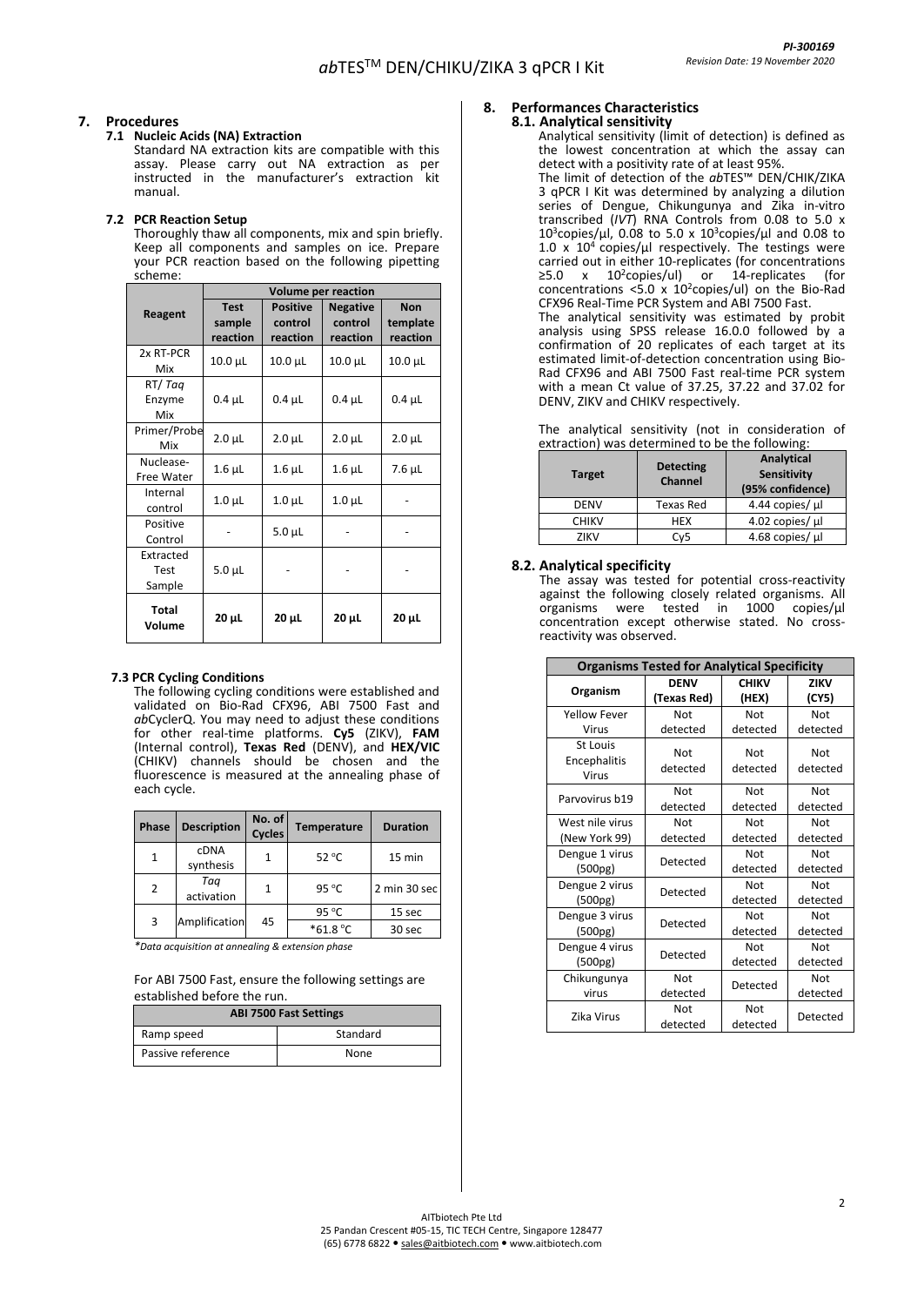## 7. Procedures

### 7.1 Nucleic Acids (NA) Extraction

Standard NA extraction kits are compatible with this assay. Please carry out NA extraction as per instructed in the manufacturer's extraction kit manual.

### 7.2 PCR Reaction Setup

Thoroughly thaw all components, mix and spin briefly. Keep all components and samples on ice. Prepare your PCR reaction based on the following pipetting scheme:

| Reagent | Volume per reaction | | | |
|---|---|---|---|---|
| | **Test sample reaction** | **Positive control reaction** | **Negative control reaction** | **Non template reaction** |
| 2x RT-PCR Mix | 10.0 µL | 10.0 µL | 10.0 µL | 10.0 µL |
| RT/ *Taq* Enzyme Mix | 0.4 µL | 0.4 µL | 0.4 µL | 0.4 µL |
| Primer/Probe Mix | 2.0 µL | 2.0 µL | 2.0 µL | 2.0 µL |
| Nuclease-Free Water | 1.6 µL | 1.6 µL | 1.6 µL | 7.6 µL |
| Internal control | 1.0 µL | 1.0 µL | 1.0 µL | - |
| Positive Control | - | 5.0 µL | - | - |
| Extracted Test Sample | 5.0 µL | - | - | - |
| **Total Volume** | **20 µL** | **20 µL** | **20 µL** | **20 µL** |

### 7.3 PCR Cycling Conditions

The following cycling conditions were established and validated on Bio-Rad CFX96, ABI 7500 Fast and *ab*CyclerQ. You may need to adjust these conditions for other real-time platforms. **Cy5** (ZIKV), **FAM** (Internal control), **Texas Red** (DENV), and **HEX/VIC** (CHIKV) channels should be chosen and the fluorescence is measured at the annealing phase of each cycle.

| Phase | Description | No. of Cycles | Temperature | Duration |
|---|---|---|---|---|
| 1 | cDNA synthesis | 1 | 52 °C | 15 min |
| 2 | *Taq* activation | 1 | 95 °C | 2 min 30 sec |
| 3 | Amplification | 45 | 95 °C | 15 sec |
| | | | *61.8 °C | 30 sec |

*\*Data acquisition at annealing & extension phase*

For ABI 7500 Fast, ensure the following settings are established before the run.

| ABI 7500 Fast Settings | |
|---|---|
| Ramp speed | Standard |
| Passive reference | None |

## 8. Performances Characteristics

### 8.1. Analytical sensitivity

Analytical sensitivity (limit of detection) is defined as the lowest concentration at which the assay can detect with a positivity rate of at least 95%.

The limit of detection of the *ab*TES™ DEN/CHIK/ZIKA 3 qPCR I Kit was determined by analyzing a dilution series of Dengue, Chikungunya and Zika in-vitro transcribed (*IVT*) RNA Controls from 0.08 to 5.0 x $10^3$copies/µl, 0.08 to 5.0 x $10^3$copies/µl and 0.08 to 1.0 x $10^4$ copies/µl respectively. The testings were carried out in either 10-replicates (for concentrations ≥5.0 x $10^2$copies/ul) or 14-replicates (for concentrations <5.0 x $10^2$copies/ul) on the Bio-Rad CFX96 Real-Time PCR System and ABI 7500 Fast.

The analytical sensitivity was estimated by probit analysis using SPSS release 16.0.0 followed by a confirmation of 20 replicates of each target at its estimated limit-of-detection concentration using Bio-Rad CFX96 and ABI 7500 Fast real-time PCR system with a mean Ct value of 37.25, 37.22 and 37.02 for DENV, ZIKV and CHIKV respectively.

The analytical sensitivity (not in consideration of extraction) was determined to be the following:

| Target | Detecting Channel | Analytical Sensitivity (95% confidence) |
|---|---|---|
| DENV | Texas Red | 4.44 copies/ µl |
| CHIKV | HEX | 4.02 copies/ µl |
| ZIKV | Cy5 | 4.68 copies/ µl |

### 8.2. Analytical specificity

The assay was tested for potential cross-reactivity against the following closely related organisms. All organisms were tested in 1000 copies/µl concentration except otherwise stated. No cross-reactivity was observed.

| Organisms Tested for Analytical Specificity | | | |
|---|---|---|---|
| **Organism** | **DENV (Texas Red)** | **CHIKV (HEX)** | **ZIKV (CY5)** |
| Yellow Fever Virus | Not detected | Not detected | Not detected |
| St Louis Encephalitis Virus | Not detected | Not detected | Not detected |
| Parvovirus b19 | Not detected | Not detected | Not detected |
| West nile virus (New York 99) | Not detected | Not detected | Not detected |
| Dengue 1 virus (500pg) | Detected | Not detected | Not detected |
| Dengue 2 virus (500pg) | Detected | Not detected | Not detected |
| Dengue 3 virus (500pg) | Detected | Not detected | Not detected |
| Dengue 4 virus (500pg) | Detected | Not detected | Not detected |
| Chikungunya virus | Not detected | Detected | Not detected |
| Zika Virus | Not detected | Not detected | Detected |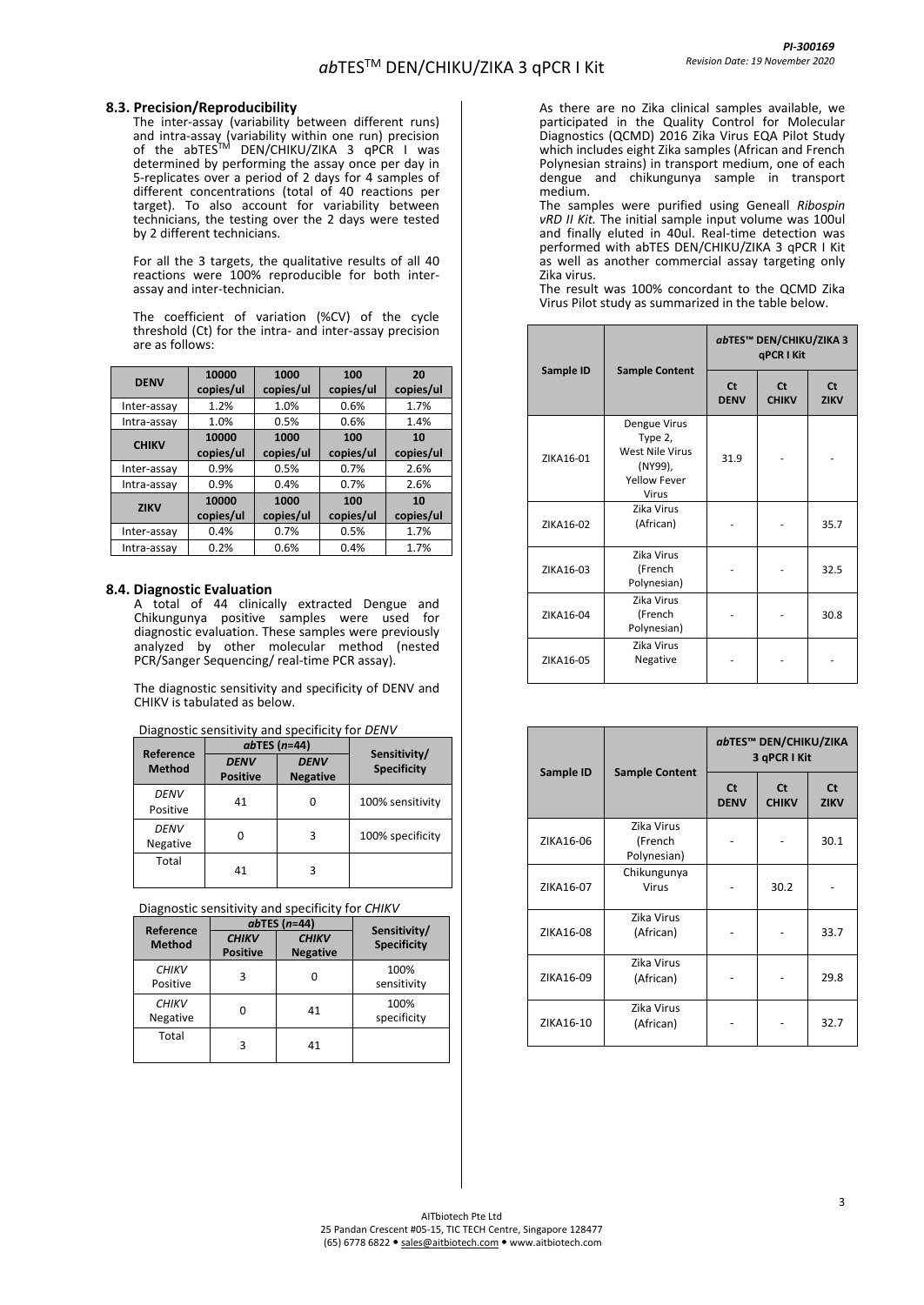### 8.3. Precision/Reproducibility

The inter-assay (variability between different runs) and intra-assay (variability within one run) precision of the abTES™ DEN/CHIKU/ZIKA 3 qPCR I was determined by performing the assay once per day in 5-replicates over a period of 2 days for 4 samples of different concentrations (total of 40 reactions per target). To also account for variability between technicians, the testing over the 2 days were tested by 2 different technicians.

For all the 3 targets, the qualitative results of all 40 reactions were 100% reproducible for both inter-assay and inter-technician.

The coefficient of variation (%CV) of the cycle threshold (Ct) for the intra- and inter-assay precision are as follows:

| DENV | 10000 copies/ul | 1000 copies/ul | 100 copies/ul | 20 copies/ul |
|---|---|---|---|---|
| Inter-assay | 1.2% | 1.0% | 0.6% | 1.7% |
| Intra-assay | 1.0% | 0.5% | 0.6% | 1.4% |
| **CHIKV** | **10000 copies/ul** | **1000 copies/ul** | **100 copies/ul** | **10 copies/ul** |
| Inter-assay | 0.9% | 0.5% | 0.7% | 2.6% |
| Intra-assay | 0.9% | 0.4% | 0.7% | 2.6% |
| **ZIKV** | **10000 copies/ul** | **1000 copies/ul** | **100 copies/ul** | **10 copies/ul** |
| Inter-assay | 0.4% | 0.7% | 0.5% | 1.7% |
| Intra-assay | 0.2% | 0.6% | 0.4% | 1.7% |

### 8.4. Diagnostic Evaluation

A total of 44 clinically extracted Dengue and Chikungunya positive samples were used for diagnostic evaluation. These samples were previously analyzed by other molecular method (nested PCR/Sanger Sequencing/ real-time PCR assay).

The diagnostic sensitivity and specificity of DENV and CHIKV is tabulated as below.

Diagnostic sensitivity and specificity for *DENV*

| Reference Method | *ab*TES (*n*=44) | | Sensitivity/ Specificity |
|---|---|---|---|
| | *DENV* Positive | *DENV* Negative | |
| *DENV* Positive | 41 | 0 | 100% sensitivity |
| *DENV* Negative | 0 | 3 | 100% specificity |
| Total | 41 | 3 | |

Diagnostic sensitivity and specificity for *CHIKV*

| Reference Method | *ab*TES (*n*=44) | | Sensitivity/ Specificity |
|---|---|---|---|
| | *CHIKV* Positive | *CHIKV* Negative | |
| *CHIKV* Positive | 3 | 0 | 100% sensitivity |
| *CHIKV* Negative | 0 | 41 | 100% specificity |
| Total | 3 | 41 | |

As there are no Zika clinical samples available, we participated in the Quality Control for Molecular Diagnostics (QCMD) 2016 Zika Virus EQA Pilot Study which includes eight Zika samples (African and French Polynesian strains) in transport medium, one of each dengue and chikungunya sample in transport medium.

The samples were purified using Geneall *Ribospin vRD II Kit.* The initial sample input volume was 100ul and finally eluted in 40ul. Real-time detection was performed with abTES DEN/CHIKU/ZIKA 3 qPCR I Kit as well as another commercial assay targeting only Zika virus.

The result was 100% concordant to the QCMD Zika Virus Pilot study as summarized in the table below.

| Sample ID | Sample Content | *ab*TES™ DEN/CHIKU/ZIKA 3 qPCR I Kit | | |
|---|---|---|---|---|
| | | Ct DENV | Ct CHIKV | Ct ZIKV |
| ZIKA16-01 | Dengue Virus Type 2, West Nile Virus (NY99), Yellow Fever Virus | 31.9 | - | - |
| ZIKA16-02 | Zika Virus (African) | - | - | 35.7 |
| ZIKA16-03 | Zika Virus (French Polynesian) | - | - | 32.5 |
| ZIKA16-04 | Zika Virus (French Polynesian) | - | - | 30.8 |
| ZIKA16-05 | Zika Virus Negative | - | - | - |
| ZIKA16-06 | Zika Virus (French Polynesian) | - | - | 30.1 |
| ZIKA16-07 | Chikungunya Virus | - | 30.2 | - |
| ZIKA16-08 | Zika Virus (African) | - | - | 33.7 |
| ZIKA16-09 | Zika Virus (African) | - | - | 29.8 |
| ZIKA16-10 | Zika Virus (African) | - | - | 32.7 |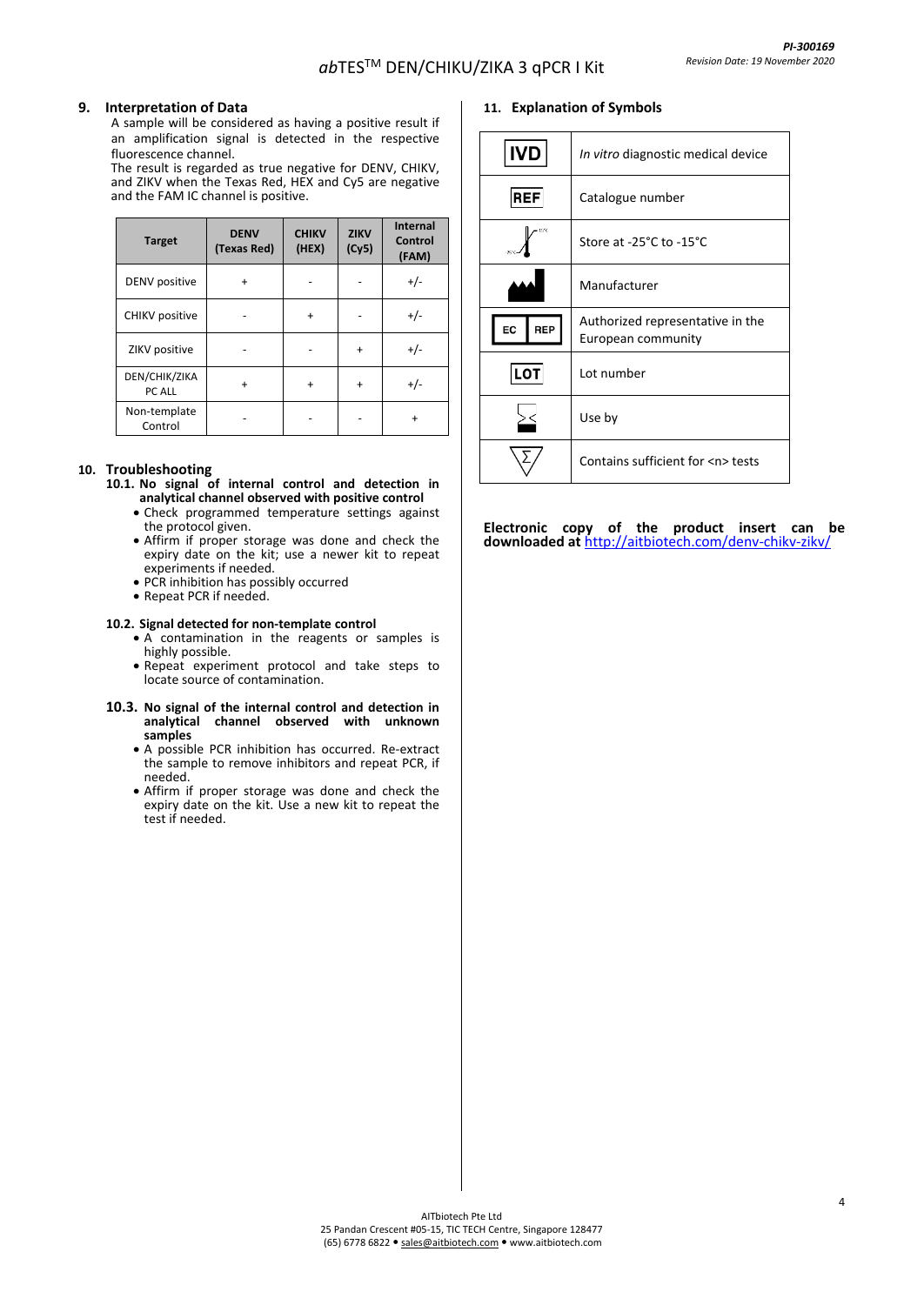## 9. Interpretation of Data

A sample will be considered as having a positive result if an amplification signal is detected in the respective fluorescence channel.

The result is regarded as true negative for DENV, CHIKV, and ZIKV when the Texas Red, HEX and Cy5 are negative and the FAM IC channel is positive.

| Target | DENV (Texas Red) | CHIKV (HEX) | ZIKV (Cy5) | Internal Control (FAM) |
|---|---|---|---|---|
| DENV positive | + | - | - | +/- |
| CHIKV positive | - | + | - | +/- |
| ZIKV positive | - | - | + | +/- |
| DEN/CHIK/ZIKA PC ALL | + | + | + | +/- |
| Non-template Control | - | - | - | + |

## 10. Troubleshooting

### 10.1. No signal of internal control and detection in analytical channel observed with positive control

- Check programmed temperature settings against the protocol given.
- Affirm if proper storage was done and check the expiry date on the kit; use a newer kit to repeat experiments if needed.
- PCR inhibition has possibly occurred
- Repeat PCR if needed.

### 10.2. Signal detected for non-template control

- A contamination in the reagents or samples is highly possible.
- Repeat experiment protocol and take steps to locate source of contamination.

### 10.3. No signal of the internal control and detection in analytical channel observed with unknown samples

- A possible PCR inhibition has occurred. Re-extract the sample to remove inhibitors and repeat PCR, if needed.
- Affirm if proper storage was done and check the expiry date on the kit. Use a new kit to repeat the test if needed.

## 11. Explanation of Symbols

| Symbol | Meaning |
|---|---|
| IVD | *In vitro* diagnostic medical device |
| REF | Catalogue number |
| | Store at -25°C to -15°C |
| | Manufacturer |
| EC REP | Authorized representative in the European community |
| LOT | Lot number |
| | Use by |
| Σ | Contains sufficient for <n> tests |

**Electronic copy of the product insert can be downloaded at** http://aitbiotech.com/denv-chikv-zikv/

AITbiotech Pte Ltd
25 Pandan Crescent #05-15, TIC TECH Centre, Singapore 128477
(65) 6778 6822 • sales@aitbiotech.com • www.aitbiotech.com